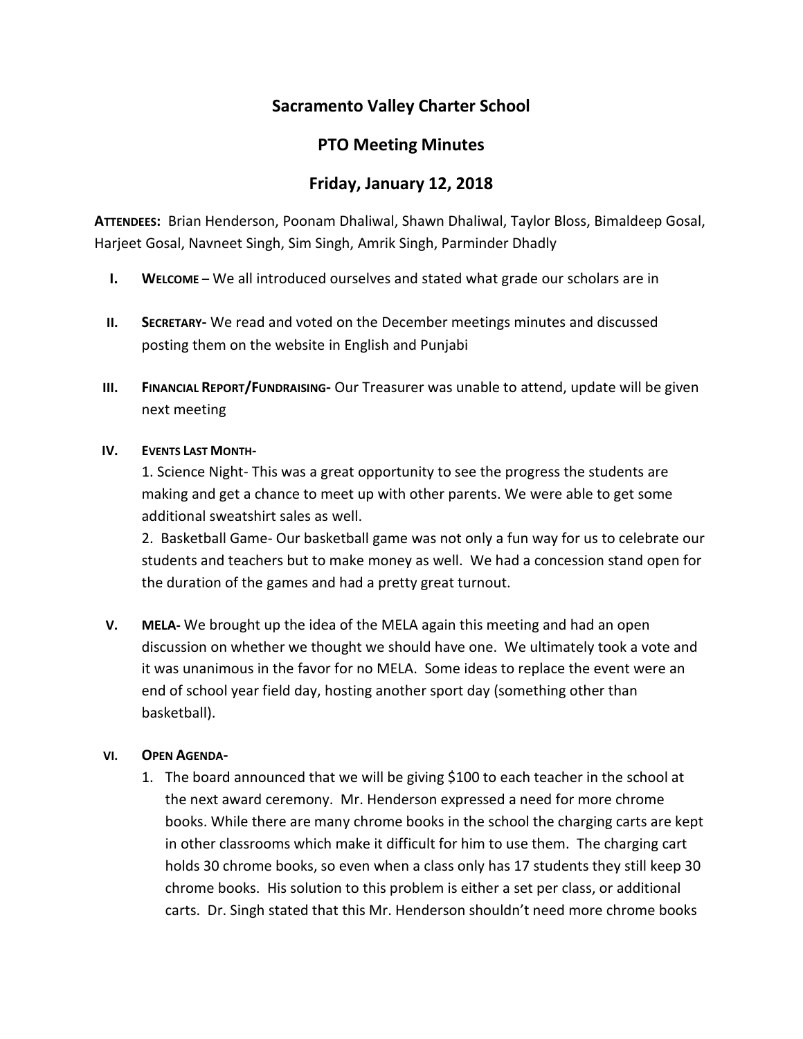# Sacramento Valley Charter School

## PTO Meeting Minutes

## Friday, January 12, 2018

**ATTENDEES:** Brian Henderson, Poonam Dhaliwal, Shawn Dhaliwal, Taylor Bloss, Bimaldeep Gosal, Harjeet Gosal, Navneet Singh, Sim Singh, Amrik Singh, Parminder Dhadly

I. **WELCOME** – We all introduced ourselves and stated what grade our scholars are in

II. **SECRETARY-** We read and voted on the December meetings minutes and discussed posting them on the website in English and Punjabi

III. **FINANCIAL REPORT/FUNDRAISING-** Our Treasurer was unable to attend, update will be given next meeting

IV. **EVENTS LAST MONTH-**

1. Science Night- This was a great opportunity to see the progress the students are making and get a chance to meet up with other parents. We were able to get some additional sweatshirt sales as well.

2. Basketball Game- Our basketball game was not only a fun way for us to celebrate our students and teachers but to make money as well. We had a concession stand open for the duration of the games and had a pretty great turnout.

V. **MELA-** We brought up the idea of the MELA again this meeting and had an open discussion on whether we thought we should have one. We ultimately took a vote and it was unanimous in the favor for no MELA. Some ideas to replace the event were an end of school year field day, hosting another sport day (something other than basketball).

VI. **OPEN AGENDA-**

1. The board announced that we will be giving $100 to each teacher in the school at the next award ceremony. Mr. Henderson expressed a need for more chrome books. While there are many chrome books in the school the charging carts are kept in other classrooms which make it difficult for him to use them. The charging cart holds 30 chrome books, so even when a class only has 17 students they still keep 30 chrome books. His solution to this problem is either a set per class, or additional carts. Dr. Singh stated that this Mr. Henderson shouldn't need more chrome books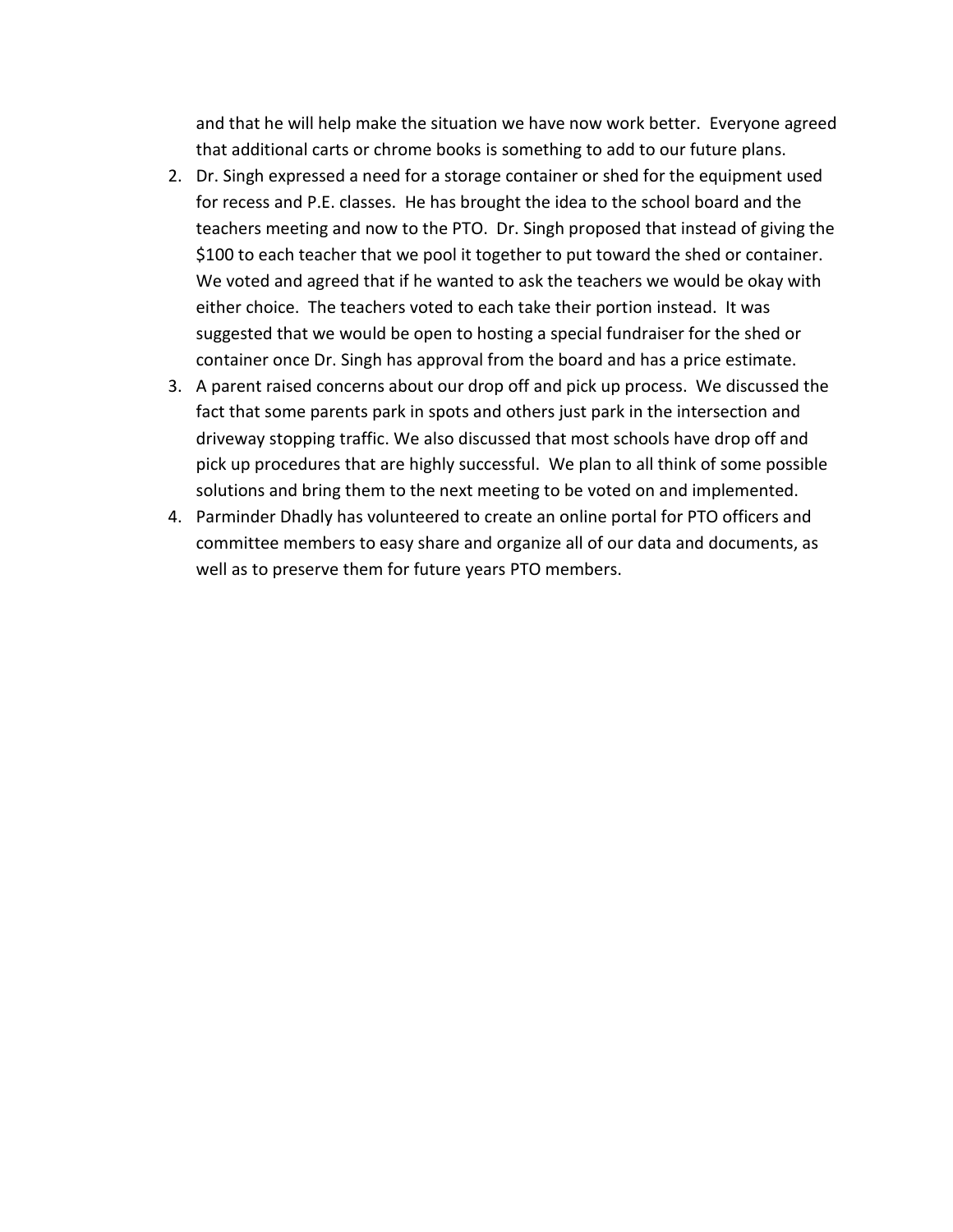and that he will help make the situation we have now work better. Everyone agreed that additional carts or chrome books is something to add to our future plans.

2. Dr. Singh expressed a need for a storage container or shed for the equipment used for recess and P.E. classes. He has brought the idea to the school board and the teachers meeting and now to the PTO. Dr. Singh proposed that instead of giving the $100 to each teacher that we pool it together to put toward the shed or container. We voted and agreed that if he wanted to ask the teachers we would be okay with either choice. The teachers voted to each take their portion instead. It was suggested that we would be open to hosting a special fundraiser for the shed or container once Dr. Singh has approval from the board and has a price estimate.
3. A parent raised concerns about our drop off and pick up process. We discussed the fact that some parents park in spots and others just park in the intersection and driveway stopping traffic. We also discussed that most schools have drop off and pick up procedures that are highly successful. We plan to all think of some possible solutions and bring them to the next meeting to be voted on and implemented.
4. Parminder Dhadly has volunteered to create an online portal for PTO officers and committee members to easy share and organize all of our data and documents, as well as to preserve them for future years PTO members.